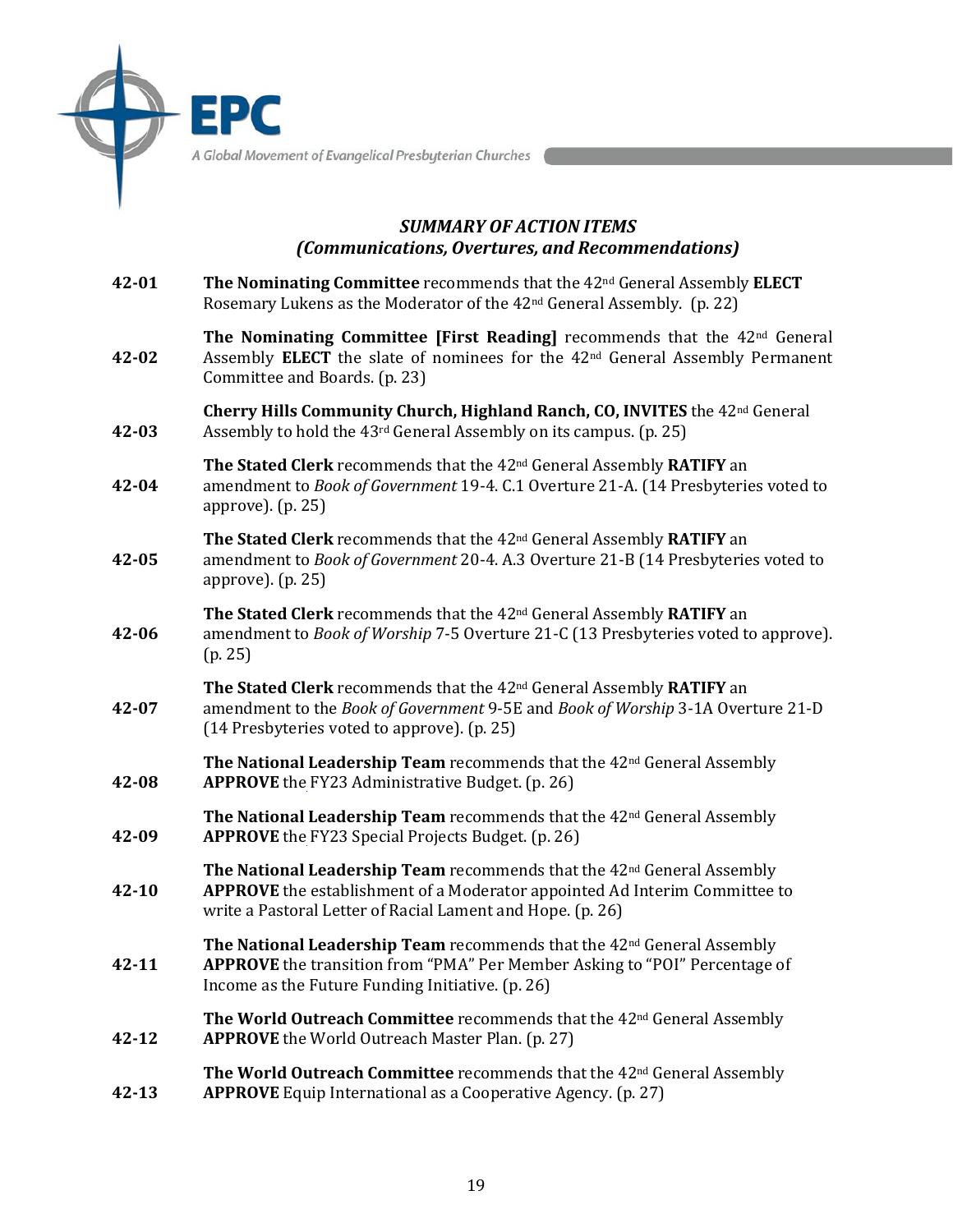EPC

A Global Movement of Evangelical Presbyterian Churches

### *SUMMARY OF ACTION ITEMS*
### *(Communications, Overtures, and Recommendations)*

**42-01** **The Nominating Committee** recommends that the 42nd General Assembly **ELECT** Rosemary Lukens as the Moderator of the 42nd General Assembly. (p. 22)

**42-02** **The Nominating Committee [First Reading]** recommends that the 42nd General Assembly **ELECT** the slate of nominees for the 42nd General Assembly Permanent Committee and Boards. (p. 23)

**42-03** **Cherry Hills Community Church, Highland Ranch, CO, INVITES** the 42nd General Assembly to hold the 43rd General Assembly on its campus. (p. 25)

**42-04** **The Stated Clerk** recommends that the 42nd General Assembly **RATIFY** an amendment to *Book of Government* 19-4. C.1 Overture 21-A. (14 Presbyteries voted to approve). (p. 25)

**42-05** **The Stated Clerk** recommends that the 42nd General Assembly **RATIFY** an amendment to *Book of Government* 20-4. A.3 Overture 21-B (14 Presbyteries voted to approve). (p. 25)

**42-06** **The Stated Clerk** recommends that the 42nd General Assembly **RATIFY** an amendment to *Book of Worship* 7-5 Overture 21-C (13 Presbyteries voted to approve). (p. 25)

**42-07** **The Stated Clerk** recommends that the 42nd General Assembly **RATIFY** an amendment to the *Book of Government* 9-5E and *Book of Worship* 3-1A Overture 21-D (14 Presbyteries voted to approve). (p. 25)

**42-08** **The National Leadership Team** recommends that the 42nd General Assembly **APPROVE** the FY23 Administrative Budget. (p. 26)

**42-09** **The National Leadership Team** recommends that the 42nd General Assembly **APPROVE** the FY23 Special Projects Budget. (p. 26)

**42-10** **The National Leadership Team** recommends that the 42nd General Assembly **APPROVE** the establishment of a Moderator appointed Ad Interim Committee to write a Pastoral Letter of Racial Lament and Hope. (p. 26)

**42-11** **The National Leadership Team** recommends that the 42nd General Assembly **APPROVE** the transition from "PMA" Per Member Asking to "POI" Percentage of Income as the Future Funding Initiative. (p. 26)

**42-12** **The World Outreach Committee** recommends that the 42nd General Assembly **APPROVE** the World Outreach Master Plan. (p. 27)

**42-13** **The World Outreach Committee** recommends that the 42nd General Assembly **APPROVE** Equip International as a Cooperative Agency. (p. 27)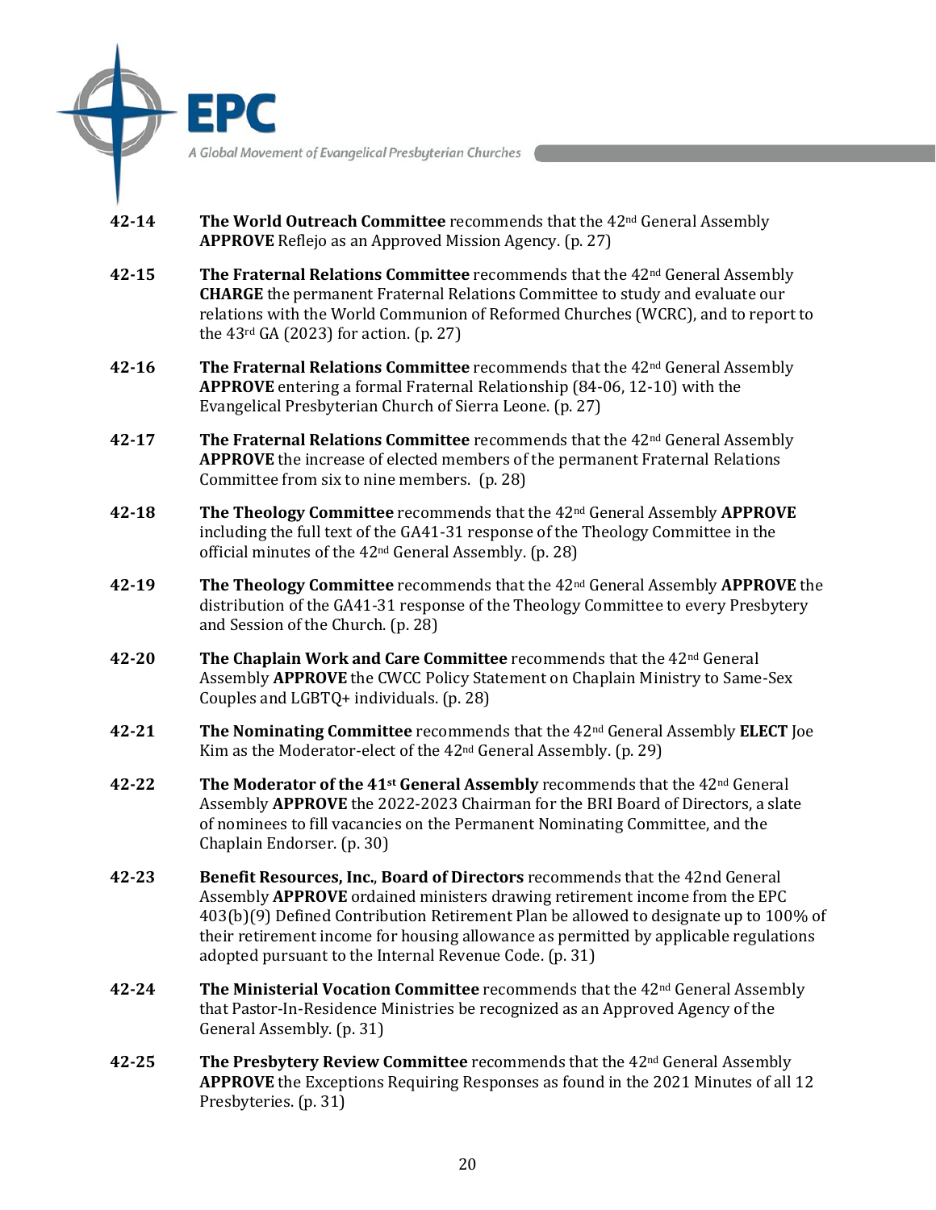**42-14** **The World Outreach Committee** recommends that the 42nd General Assembly **APPROVE** Reflejo as an Approved Mission Agency. (p. 27)

**42-15** **The Fraternal Relations Committee** recommends that the 42nd General Assembly **CHARGE** the permanent Fraternal Relations Committee to study and evaluate our relations with the World Communion of Reformed Churches (WCRC), and to report to the 43rd GA (2023) for action. (p. 27)

**42-16** **The Fraternal Relations Committee** recommends that the 42nd General Assembly **APPROVE** entering a formal Fraternal Relationship (84-06, 12-10) with the Evangelical Presbyterian Church of Sierra Leone. (p. 27)

**42-17** **The Fraternal Relations Committee** recommends that the 42nd General Assembly **APPROVE** the increase of elected members of the permanent Fraternal Relations Committee from six to nine members. (p. 28)

**42-18** **The Theology Committee** recommends that the 42nd General Assembly **APPROVE** including the full text of the GA41-31 response of the Theology Committee in the official minutes of the 42nd General Assembly. (p. 28)

**42-19** **The Theology Committee** recommends that the 42nd General Assembly **APPROVE** the distribution of the GA41-31 response of the Theology Committee to every Presbytery and Session of the Church. (p. 28)

**42-20** **The Chaplain Work and Care Committee** recommends that the 42nd General Assembly **APPROVE** the CWCC Policy Statement on Chaplain Ministry to Same-Sex Couples and LGBTQ+ individuals. (p. 28)

**42-21** **The Nominating Committee** recommends that the 42nd General Assembly **ELECT** Joe Kim as the Moderator-elect of the 42nd General Assembly. (p. 29)

**42-22** **The Moderator of the 41st General Assembly** recommends that the 42nd General Assembly **APPROVE** the 2022-2023 Chairman for the BRI Board of Directors, a slate of nominees to fill vacancies on the Permanent Nominating Committee, and the Chaplain Endorser. (p. 30)

**42-23** **Benefit Resources, Inc.**, **Board of Directors** recommends that the 42nd General Assembly **APPROVE** ordained ministers drawing retirement income from the EPC 403(b)(9) Defined Contribution Retirement Plan be allowed to designate up to 100% of their retirement income for housing allowance as permitted by applicable regulations adopted pursuant to the Internal Revenue Code. (p. 31)

**42-24** **The Ministerial Vocation Committee** recommends that the 42nd General Assembly that Pastor-In-Residence Ministries be recognized as an Approved Agency of the General Assembly. (p. 31)

**42-25** **The Presbytery Review Committee** recommends that the 42nd General Assembly **APPROVE** the Exceptions Requiring Responses as found in the 2021 Minutes of all 12 Presbyteries. (p. 31)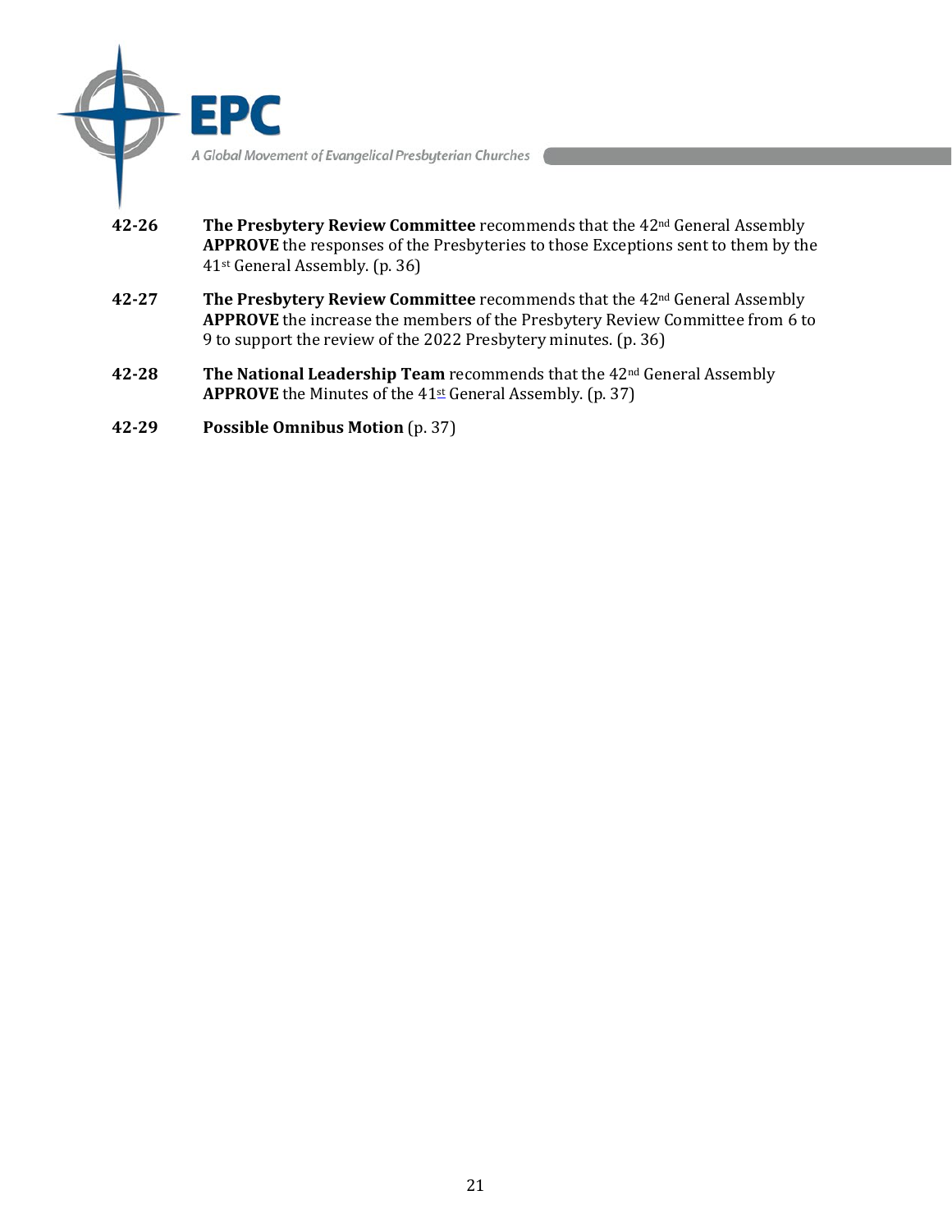**42-26** **The Presbytery Review Committee** recommends that the 42nd General Assembly **APPROVE** the responses of the Presbyteries to those Exceptions sent to them by the 41st General Assembly. (p. 36)

**42-27** **The Presbytery Review Committee** recommends that the 42nd General Assembly **APPROVE** the increase the members of the Presbytery Review Committee from 6 to 9 to support the review of the 2022 Presbytery minutes. (p. 36)

**42-28** **The National Leadership Team** recommends that the 42nd General Assembly **APPROVE** the Minutes of the 41st General Assembly. (p. 37)

**42-29** **Possible Omnibus Motion** (p. 37)